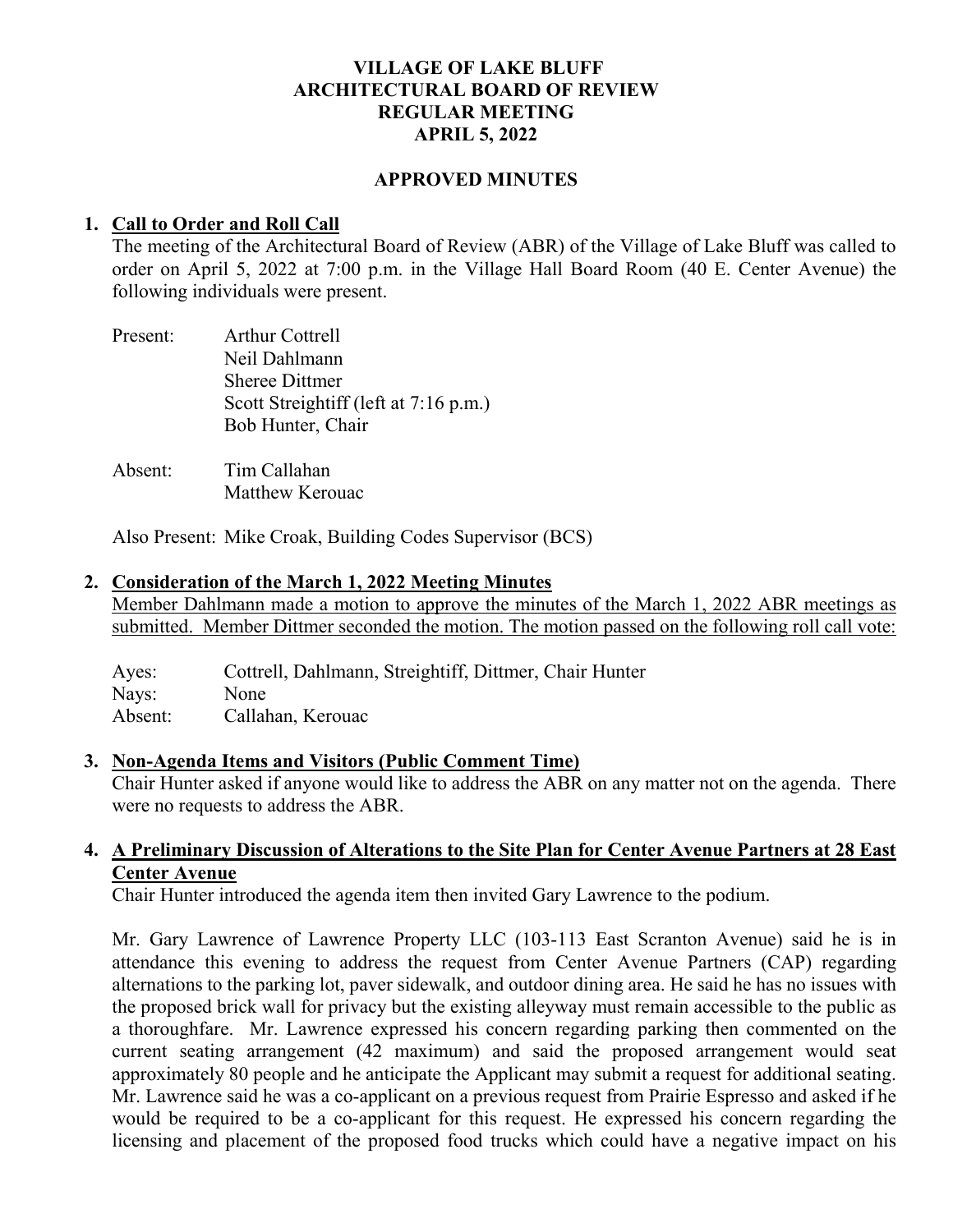**VILLAGE OF LAKE BLUFF**
**ARCHITECTURAL BOARD OF REVIEW**
**REGULAR MEETING**
**APRIL 5, 2022**

**APPROVED MINUTES**

1. **Call to Order and Roll Call**

   The meeting of the Architectural Board of Review (ABR) of the Village of Lake Bluff was called to order on April 5, 2022 at 7:00 p.m. in the Village Hall Board Room (40 E. Center Avenue) the following individuals were present.

   Present: Arthur Cottrell
   Neil Dahlmann
   Sheree Dittmer
   Scott Streightiff (left at 7:16 p.m.)
   Bob Hunter, Chair

   Absent: Tim Callahan
   Matthew Kerouac

   Also Present: Mike Croak, Building Codes Supervisor (BCS)

2. **Consideration of the March 1, 2022 Meeting Minutes**

   Member Dahlmann made a motion to approve the minutes of the March 1, 2022 ABR meetings as submitted. Member Dittmer seconded the motion. The motion passed on the following roll call vote:

   Ayes: Cottrell, Dahlmann, Streightiff, Dittmer, Chair Hunter
   Nays: None
   Absent: Callahan, Kerouac

3. **Non-Agenda Items and Visitors (Public Comment Time)**

   Chair Hunter asked if anyone would like to address the ABR on any matter not on the agenda. There were no requests to address the ABR.

4. **A Preliminary Discussion of Alterations to the Site Plan for Center Avenue Partners at 28 East Center Avenue**

   Chair Hunter introduced the agenda item then invited Gary Lawrence to the podium.

   Mr. Gary Lawrence of Lawrence Property LLC (103-113 East Scranton Avenue) said he is in attendance this evening to address the request from Center Avenue Partners (CAP) regarding alternations to the parking lot, paver sidewalk, and outdoor dining area. He said he has no issues with the proposed brick wall for privacy but the existing alleyway must remain accessible to the public as a thoroughfare. Mr. Lawrence expressed his concern regarding parking then commented on the current seating arrangement (42 maximum) and said the proposed arrangement would seat approximately 80 people and he anticipate the Applicant may submit a request for additional seating. Mr. Lawrence said he was a co-applicant on a previous request from Prairie Espresso and asked if he would be required to be a co-applicant for this request. He expressed his concern regarding the licensing and placement of the proposed food trucks which could have a negative impact on his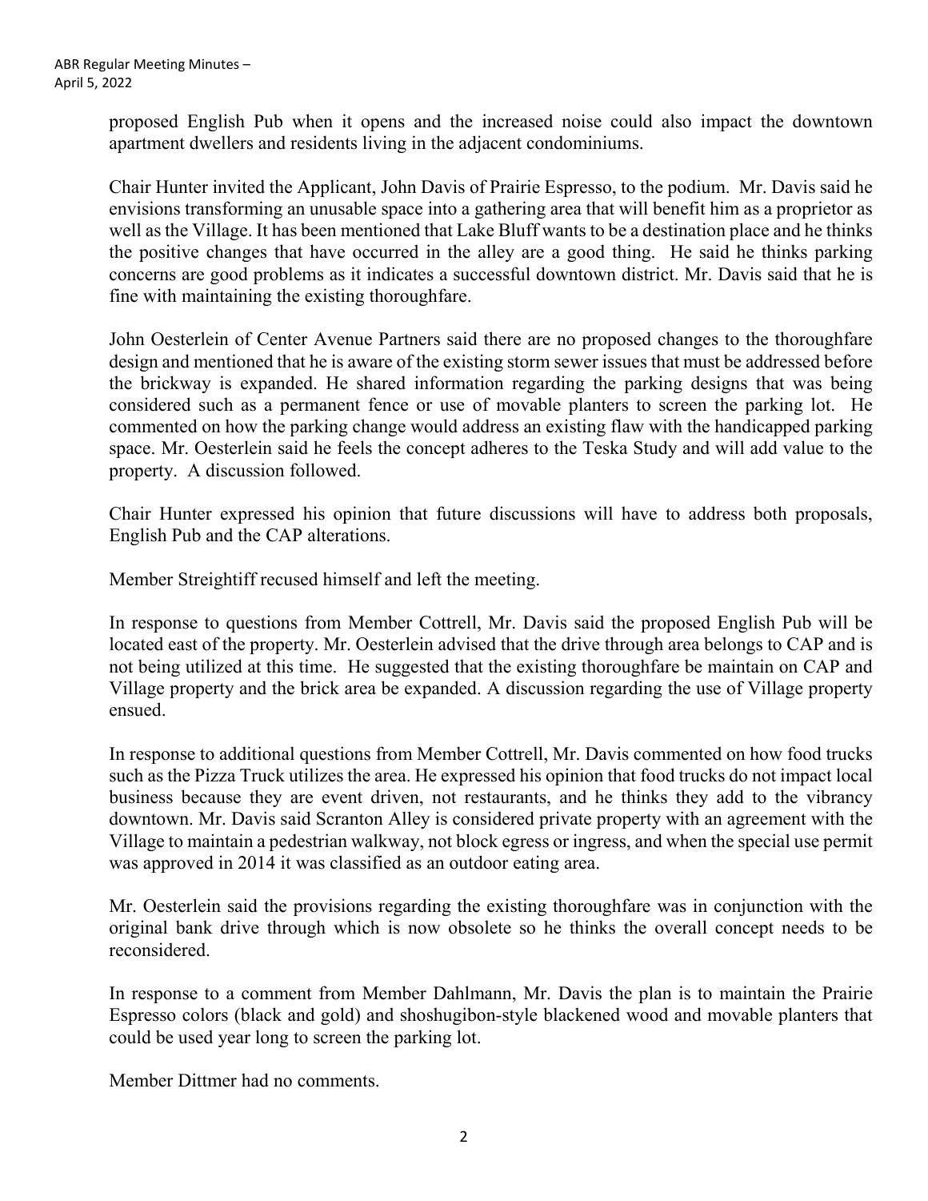proposed English Pub when it opens and the increased noise could also impact the downtown apartment dwellers and residents living in the adjacent condominiums.

Chair Hunter invited the Applicant, John Davis of Prairie Espresso, to the podium. Mr. Davis said he envisions transforming an unusable space into a gathering area that will benefit him as a proprietor as well as the Village. It has been mentioned that Lake Bluff wants to be a destination place and he thinks the positive changes that have occurred in the alley are a good thing. He said he thinks parking concerns are good problems as it indicates a successful downtown district. Mr. Davis said that he is fine with maintaining the existing thoroughfare.

John Oesterlein of Center Avenue Partners said there are no proposed changes to the thoroughfare design and mentioned that he is aware of the existing storm sewer issues that must be addressed before the brickway is expanded. He shared information regarding the parking designs that was being considered such as a permanent fence or use of movable planters to screen the parking lot. He commented on how the parking change would address an existing flaw with the handicapped parking space. Mr. Oesterlein said he feels the concept adheres to the Teska Study and will add value to the property. A discussion followed.

Chair Hunter expressed his opinion that future discussions will have to address both proposals, English Pub and the CAP alterations.

Member Streightiff recused himself and left the meeting.

In response to questions from Member Cottrell, Mr. Davis said the proposed English Pub will be located east of the property. Mr. Oesterlein advised that the drive through area belongs to CAP and is not being utilized at this time. He suggested that the existing thoroughfare be maintain on CAP and Village property and the brick area be expanded. A discussion regarding the use of Village property ensued.

In response to additional questions from Member Cottrell, Mr. Davis commented on how food trucks such as the Pizza Truck utilizes the area. He expressed his opinion that food trucks do not impact local business because they are event driven, not restaurants, and he thinks they add to the vibrancy downtown. Mr. Davis said Scranton Alley is considered private property with an agreement with the Village to maintain a pedestrian walkway, not block egress or ingress, and when the special use permit was approved in 2014 it was classified as an outdoor eating area.

Mr. Oesterlein said the provisions regarding the existing thoroughfare was in conjunction with the original bank drive through which is now obsolete so he thinks the overall concept needs to be reconsidered.

In response to a comment from Member Dahlmann, Mr. Davis the plan is to maintain the Prairie Espresso colors (black and gold) and shoshugibon-style blackened wood and movable planters that could be used year long to screen the parking lot.

Member Dittmer had no comments.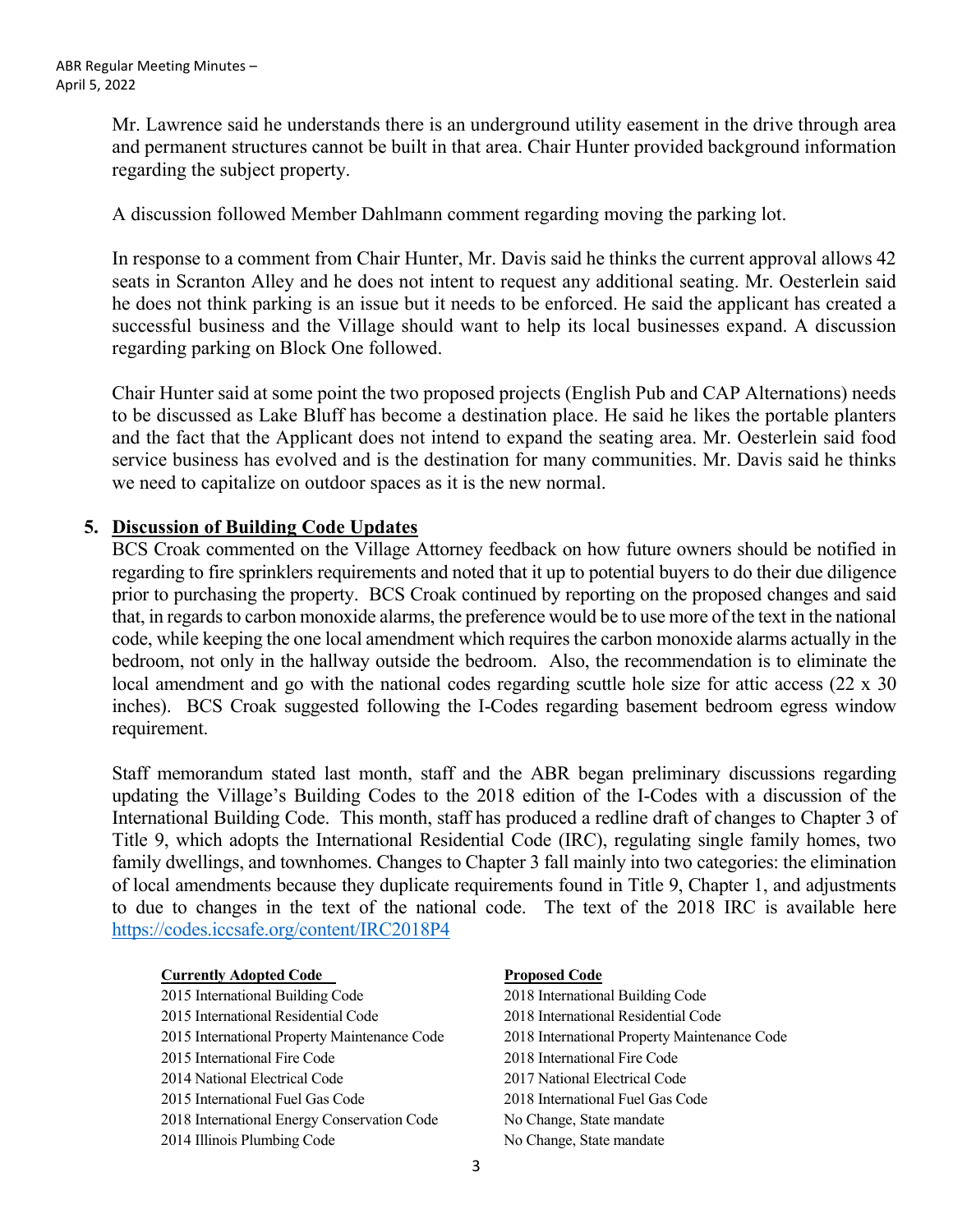Mr. Lawrence said he understands there is an underground utility easement in the drive through area and permanent structures cannot be built in that area. Chair Hunter provided background information regarding the subject property.

A discussion followed Member Dahlmann comment regarding moving the parking lot.

In response to a comment from Chair Hunter, Mr. Davis said he thinks the current approval allows 42 seats in Scranton Alley and he does not intent to request any additional seating. Mr. Oesterlein said he does not think parking is an issue but it needs to be enforced. He said the applicant has created a successful business and the Village should want to help its local businesses expand. A discussion regarding parking on Block One followed.

Chair Hunter said at some point the two proposed projects (English Pub and CAP Alternations) needs to be discussed as Lake Bluff has become a destination place. He said he likes the portable planters and the fact that the Applicant does not intend to expand the seating area. Mr. Oesterlein said food service business has evolved and is the destination for many communities. Mr. Davis said he thinks we need to capitalize on outdoor spaces as it is the new normal.

5. **Discussion of Building Code Updates**

BCS Croak commented on the Village Attorney feedback on how future owners should be notified in regarding to fire sprinklers requirements and noted that it up to potential buyers to do their due diligence prior to purchasing the property. BCS Croak continued by reporting on the proposed changes and said that, in regards to carbon monoxide alarms, the preference would be to use more of the text in the national code, while keeping the one local amendment which requires the carbon monoxide alarms actually in the bedroom, not only in the hallway outside the bedroom. Also, the recommendation is to eliminate the local amendment and go with the national codes regarding scuttle hole size for attic access (22 x 30 inches). BCS Croak suggested following the I-Codes regarding basement bedroom egress window requirement.

Staff memorandum stated last month, staff and the ABR began preliminary discussions regarding updating the Village's Building Codes to the 2018 edition of the I-Codes with a discussion of the International Building Code. This month, staff has produced a redline draft of changes to Chapter 3 of Title 9, which adopts the International Residential Code (IRC), regulating single family homes, two family dwellings, and townhomes. Changes to Chapter 3 fall mainly into two categories: the elimination of local amendments because they duplicate requirements found in Title 9, Chapter 1, and adjustments to due to changes in the text of the national code. The text of the 2018 IRC is available here https://codes.iccsafe.org/content/IRC2018P4

| **Currently Adopted Code** | **Proposed Code** |
|---|---|
| 2015 International Building Code | 2018 International Building Code |
| 2015 International Residential Code | 2018 International Residential Code |
| 2015 International Property Maintenance Code | 2018 International Property Maintenance Code |
| 2015 International Fire Code | 2018 International Fire Code |
| 2014 National Electrical Code | 2017 National Electrical Code |
| 2015 International Fuel Gas Code | 2018 International Fuel Gas Code |
| 2018 International Energy Conservation Code | No Change, State mandate |
| 2014 Illinois Plumbing Code | No Change, State mandate |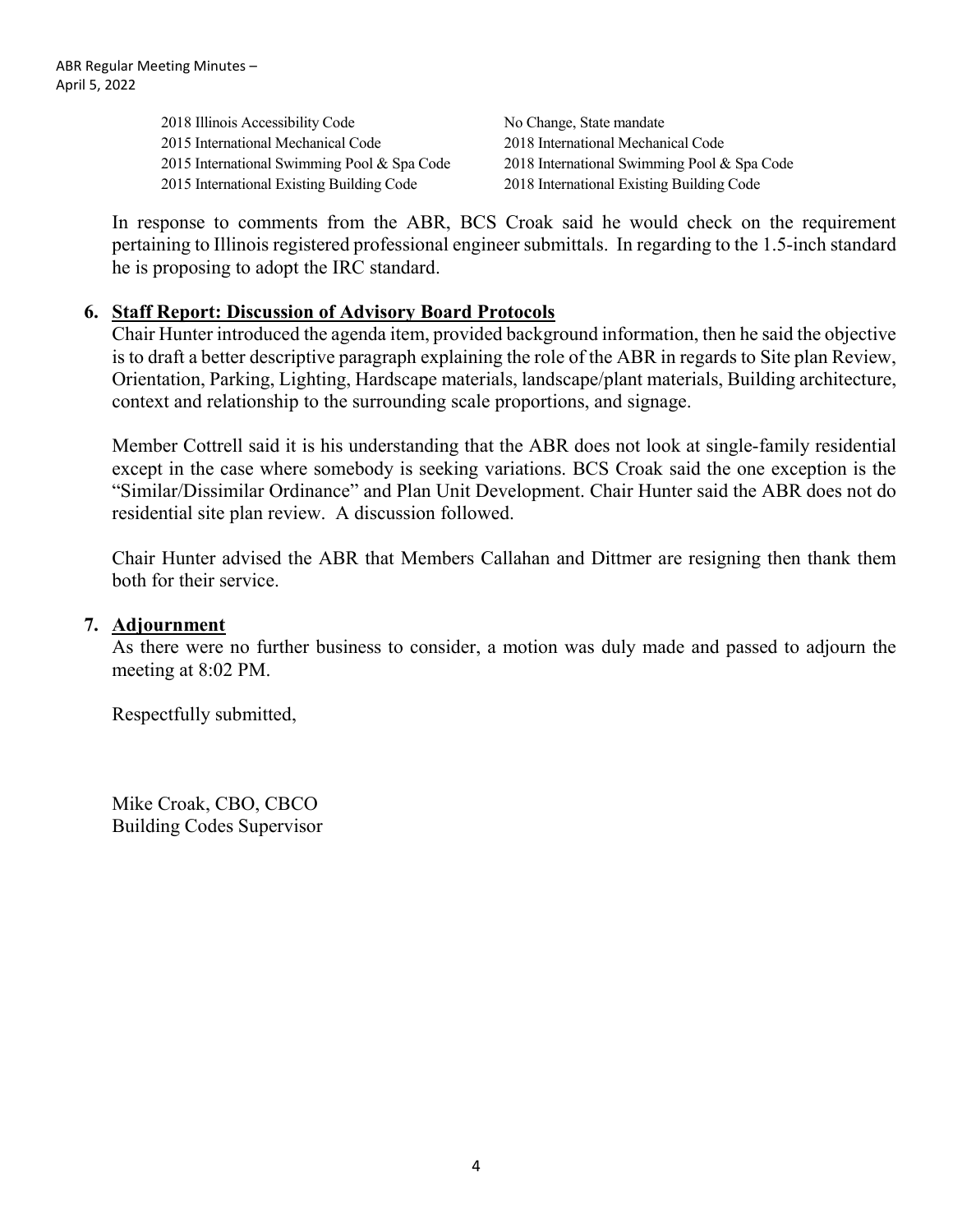| | |
|---|---|
| 2018 Illinois Accessibility Code | No Change, State mandate |
| 2015 International Mechanical Code | 2018 International Mechanical Code |
| 2015 International Swimming Pool & Spa Code | 2018 International Swimming Pool & Spa Code |
| 2015 International Existing Building Code | 2018 International Existing Building Code |

In response to comments from the ABR, BCS Croak said he would check on the requirement pertaining to Illinois registered professional engineer submittals. In regarding to the 1.5-inch standard he is proposing to adopt the IRC standard.

**6. Staff Report: Discussion of Advisory Board Protocols**

Chair Hunter introduced the agenda item, provided background information, then he said the objective is to draft a better descriptive paragraph explaining the role of the ABR in regards to Site plan Review, Orientation, Parking, Lighting, Hardscape materials, landscape/plant materials, Building architecture, context and relationship to the surrounding scale proportions, and signage.

Member Cottrell said it is his understanding that the ABR does not look at single-family residential except in the case where somebody is seeking variations. BCS Croak said the one exception is the "Similar/Dissimilar Ordinance" and Plan Unit Development. Chair Hunter said the ABR does not do residential site plan review. A discussion followed.

Chair Hunter advised the ABR that Members Callahan and Dittmer are resigning then thank them both for their service.

**7. Adjournment**

As there were no further business to consider, a motion was duly made and passed to adjourn the meeting at 8:02 PM.

Respectfully submitted,

Mike Croak, CBO, CBCO
Building Codes Supervisor